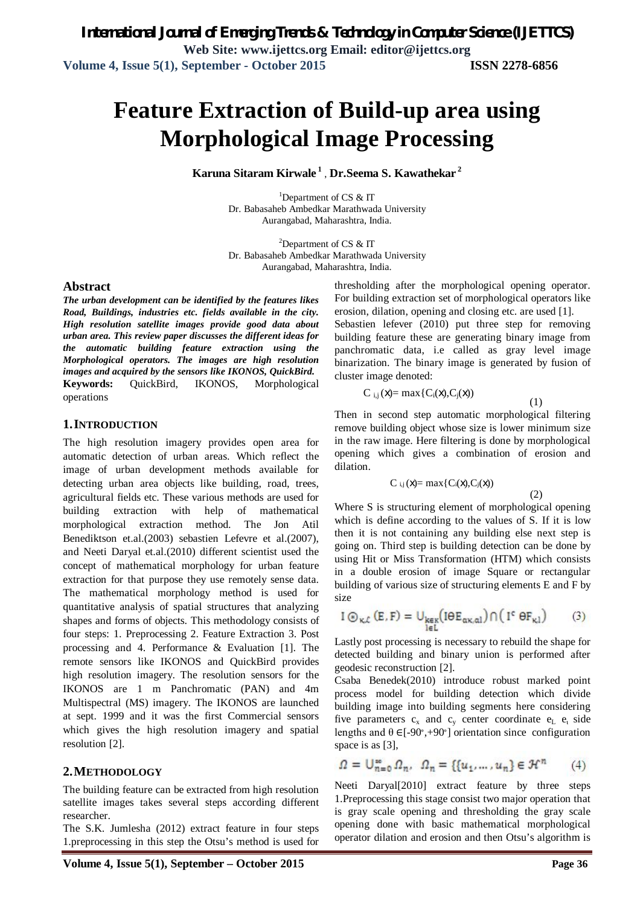# Feature Extraction of Build-up area using Morphological Image Processing

**Karuna Sitaram Kirwale [1], Dr.Seema S. Kawathekar [2]**

[1]Department of CS & IT
Dr. Babasaheb Ambedkar Marathwada University
Aurangabad, Maharashtra, India.

[2]Department of CS & IT
Dr. Babasaheb Ambedkar Marathwada University
Aurangabad, Maharashtra, India.

## Abstract

***The urban development can be identified by the features likes Road, Buildings, industries etc. fields available in the city. High resolution satellite images provide good data about urban area. This review paper discusses the different ideas for the automatic building feature extraction using the Morphological operators. The images are high resolution images and acquired by the sensors like IKONOS, QuickBird.***

**Keywords:** QuickBird, IKONOS, Morphological operations

## 1. INTRODUCTION

The high resolution imagery provides open area for automatic detection of urban areas. Which reflect the image of urban development methods available for detecting urban area objects like building, road, trees, agricultural fields etc. These various methods are used for building extraction with help of mathematical morphological extraction method. The Jon Atil Benediktson et.al.(2003) sebastien Lefevre et al.(2007), and Neeti Daryal et.al.(2010) different scientist used the concept of mathematical morphology for urban feature extraction for that purpose they use remotely sense data. The mathematical morphology method is used for quantitative analysis of spatial structures that analyzing shapes and forms of objects. This methodology consists of four steps: 1. Preprocessing 2. Feature Extraction 3. Post processing and 4. Performance & Evaluation [1]. The remote sensors like IKONOS and QuickBird provides high resolution imagery. The resolution sensors for the IKONOS are 1 m Panchromatic (PAN) and 4m Multispectral (MS) imagery. The IKONOS are launched at sept. 1999 and it was the first Commercial sensors which gives the high resolution imagery and spatial resolution [2].

## 2. METHODOLOGY

The building feature can be extracted from high resolution satellite images takes several steps according different researcher.

The S.K. Jumlesha (2012) extract feature in four steps 1.preprocessing in this step the Otsu's method is used for thresholding after the morphological opening operator. For building extraction set of morphological operators like erosion, dilation, opening and closing etc. are used [1].

Sebastien lefever (2010) put three step for removing building feature these are generating binary image from panchromatic data, i.e called as gray level image binarization. The binary image is generated by fusion of cluster image denoted:

$$C_{i,j}(x) = \max\{C_i(x), C_j(x)\} \qquad (1)$$

Then in second step automatic morphological filtering remove building object whose size is lower minimum size in the raw image. Here filtering is done by morphological opening which gives a combination of erosion and dilation.

$$C_{i,j}(x) = \max\{C_i(x), C_j(x)\} \qquad (2)$$

Where S is structuring element of morphological opening which is define according to the values of S. If it is low then it is not containing any building else next step is going on. Third step is building detection can be done by using Hit or Miss Transformation (HTM) which consists in a double erosion of image Square or rectangular building of various size of structuring elements E and F by size

$$I \circledcirc_{\kappa,\mathcal{L}} (E, F) = \bigcup_{\substack{k \in \kappa \\ l \in L}} \left( I \ominus E_{\alpha\kappa,\alpha l} \right) \cap \left( I^c \ominus F_{\kappa l} \right) \qquad (3)$$

Lastly post processing is necessary to rebuild the shape for detected building and binary union is performed after geodesic reconstruction [2].

Csaba Benedek(2010) introduce robust marked point process model for building detection which divide building image into building segments here considering five parameters $c_x$ and $c_y$ center coordinate $e_L$ $e_t$ side lengths and $\theta \in [-90^\circ, +90^\circ]$ orientation since configuration space is as [3],

$$\Omega = \bigcup_{n=0}^{\infty} \Omega_n, \quad \Omega_n = \{\{u_1, \ldots, u_n\} \in \mathcal{H}^n \qquad (4)$$

Neeti Daryal[2010] extract feature by three steps 1.Preprocessing this stage consist two major operation that is gray scale opening and thresholding the gray scale opening done with basic mathematical morphological operator dilation and erosion and then Otsu's algorithm is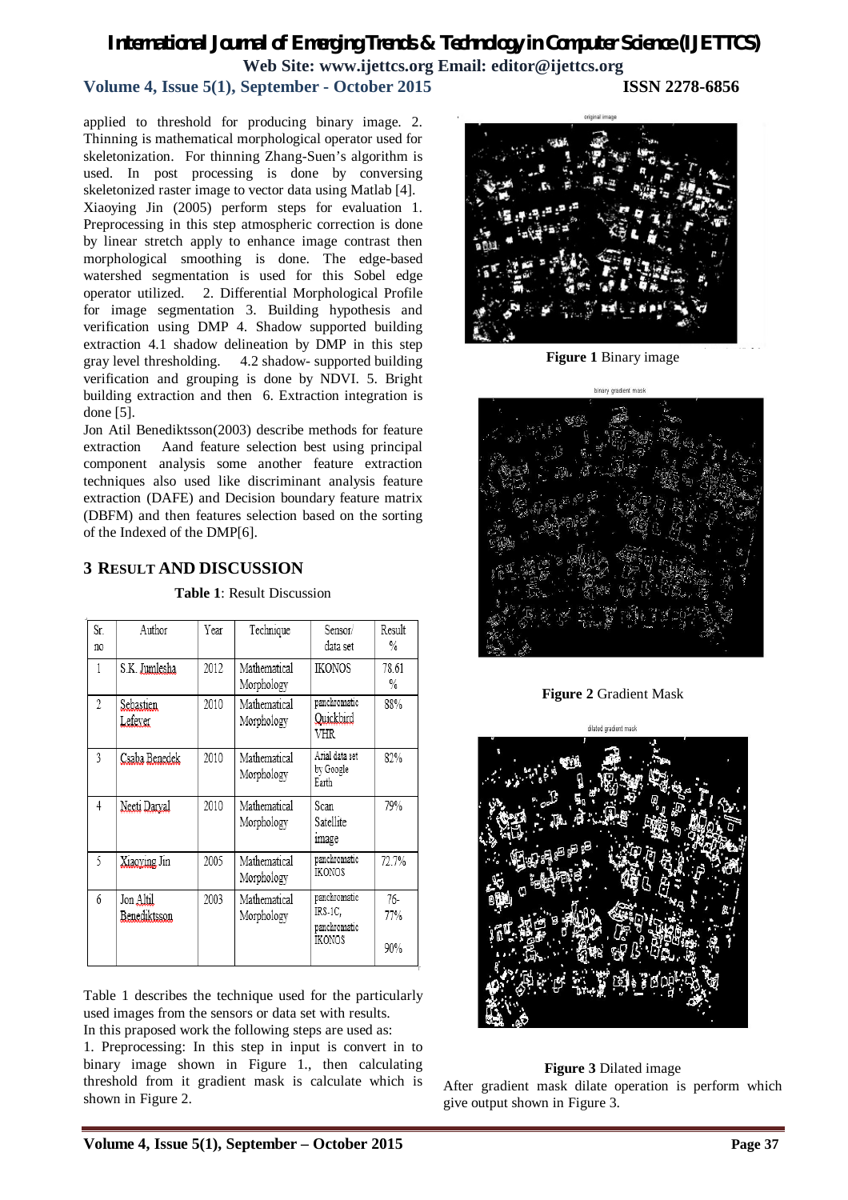applied to threshold for producing binary image. 2. Thinning is mathematical morphological operator used for skeletonization. For thinning Zhang-Suen's algorithm is used. In post processing is done by conversing skeletonized raster image to vector data using Matlab [4].

Xiaoying Jin (2005) perform steps for evaluation 1. Preprocessing in this step atmospheric correction is done by linear stretch apply to enhance image contrast then morphological smoothing is done. The edge-based watershed segmentation is used for this Sobel edge operator utilized. 2. Differential Morphological Profile for image segmentation 3. Building hypothesis and verification using DMP 4. Shadow supported building extraction 4.1 shadow delineation by DMP in this step gray level thresholding. 4.2 shadow- supported building verification and grouping is done by NDVI. 5. Bright building extraction and then 6. Extraction integration is done [5].

Jon Atil Benediktsson(2003) describe methods for feature extraction Aand feature selection best using principal component analysis some another feature extraction techniques also used like discriminant analysis feature extraction (DAFE) and Decision boundary feature matrix (DBFM) and then features selection based on the sorting of the Indexed of the DMP[6].

## 3 Result and Discussion

**Table 1**: Result Discussion

| Sr. no | Author | Year | Technique | Sensor/ data set | Result % |
|---|---|---|---|---|---|
| 1 | S.K. Jumlesha | 2012 | Mathematical Morphology | IKONOS | 78.61 % |
| 2 | Sebastien Lefever | 2010 | Mathematical Morphology | panchromatic Quickbird VHR | 88% |
| 3 | Csaba Benedek | 2010 | Mathematical Morphology | Arial data set by Google Earth | 82% |
| 4 | Neeti Daryal | 2010 | Mathematical Morphology | Scan Satellite image | 79% |
| 5 | Xiaoying Jin | 2005 | Mathematical Morphology | panchromatic IKONOS | 72.7% |
| 6 | Jon Altil Benediktsson | 2003 | Mathematical Morphology | panchromatic IRS-1C, panchromatic IKONOS | 76-77% 90% |

Table 1 describes the technique used for the particularly used images from the sensors or data set with results.

In this praposed work the following steps are used as:

1. Preprocessing: In this step in input is convert in to binary image shown in Figure 1., then calculating threshold from it gradient mask is calculate which is shown in Figure 2.

**Figure 1** Binary image

**Figure 2** Gradient Mask

**Figure 3** Dilated image

After gradient mask dilate operation is perform which give output shown in Figure 3.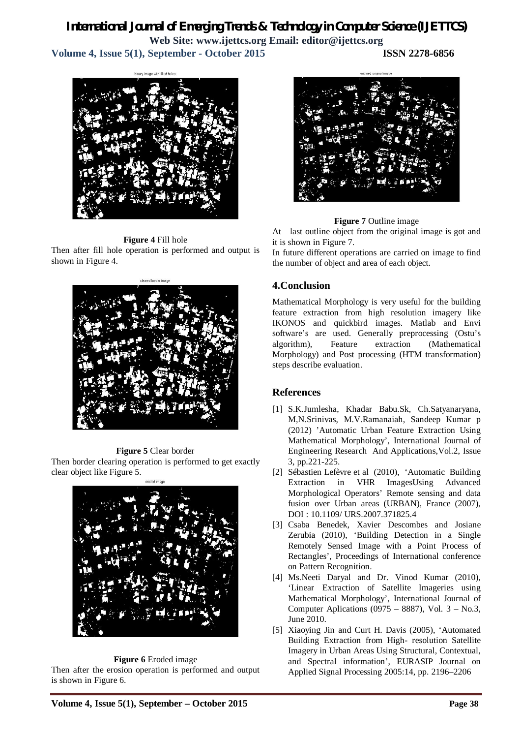**Figure 4** Fill hole

Then after fill hole operation is performed and output is shown in Figure 4.

**Figure 5** Clear border

Then border clearing operation is performed to get exactly clear object like Figure 5.

**Figure 6** Eroded image

Then after the erosion operation is performed and output is shown in Figure 6.

**Figure 7** Outline image

At last outline object from the original image is got and it is shown in Figure 7.

In future different operations are carried on image to find the number of object and area of each object.

## 4.Conclusion

Mathematical Morphology is very useful for the building feature extraction from high resolution imagery like IKONOS and quickbird images. Matlab and Envi software's are used. Generally preprocessing (Ostu's algorithm), Feature extraction (Mathematical Morphology) and Post processing (HTM transformation) steps describe evaluation.

## References

[1] S.K.Jumlesha, Khadar Babu.Sk, Ch.Satyanaryana, M,N.Srinivas, M.V.Ramanaiah, Sandeep Kumar p (2012) 'Automatic Urban Feature Extraction Using Mathematical Morphology', International Journal of Engineering Research And Applications,Vol.2, Issue 3, pp.221-225.

[2] Sébastien Lefèvre et al (2010), 'Automatic Building Extraction in VHR ImagesUsing Advanced Morphological Operators' Remote sensing and data fusion over Urban areas (URBAN), France (2007), DOI : 10.1109/ URS.2007.371825.4

[3] Csaba Benedek, Xavier Descombes and Josiane Zerubia (2010), 'Building Detection in a Single Remotely Sensed Image with a Point Process of Rectangles', Proceedings of International conference on Pattern Recognition.

[4] Ms.Neeti Daryal and Dr. Vinod Kumar (2010), 'Linear Extraction of Satellite Imageries using Mathematical Morphology', International Journal of Computer Aplications (0975 – 8887), Vol. 3 – No.3, June 2010.

[5] Xiaoying Jin and Curt H. Davis (2005), 'Automated Building Extraction from High- resolution Satellite Imagery in Urban Areas Using Structural, Contextual, and Spectral information', EURASIP Journal on Applied Signal Processing 2005:14, pp. 2196–2206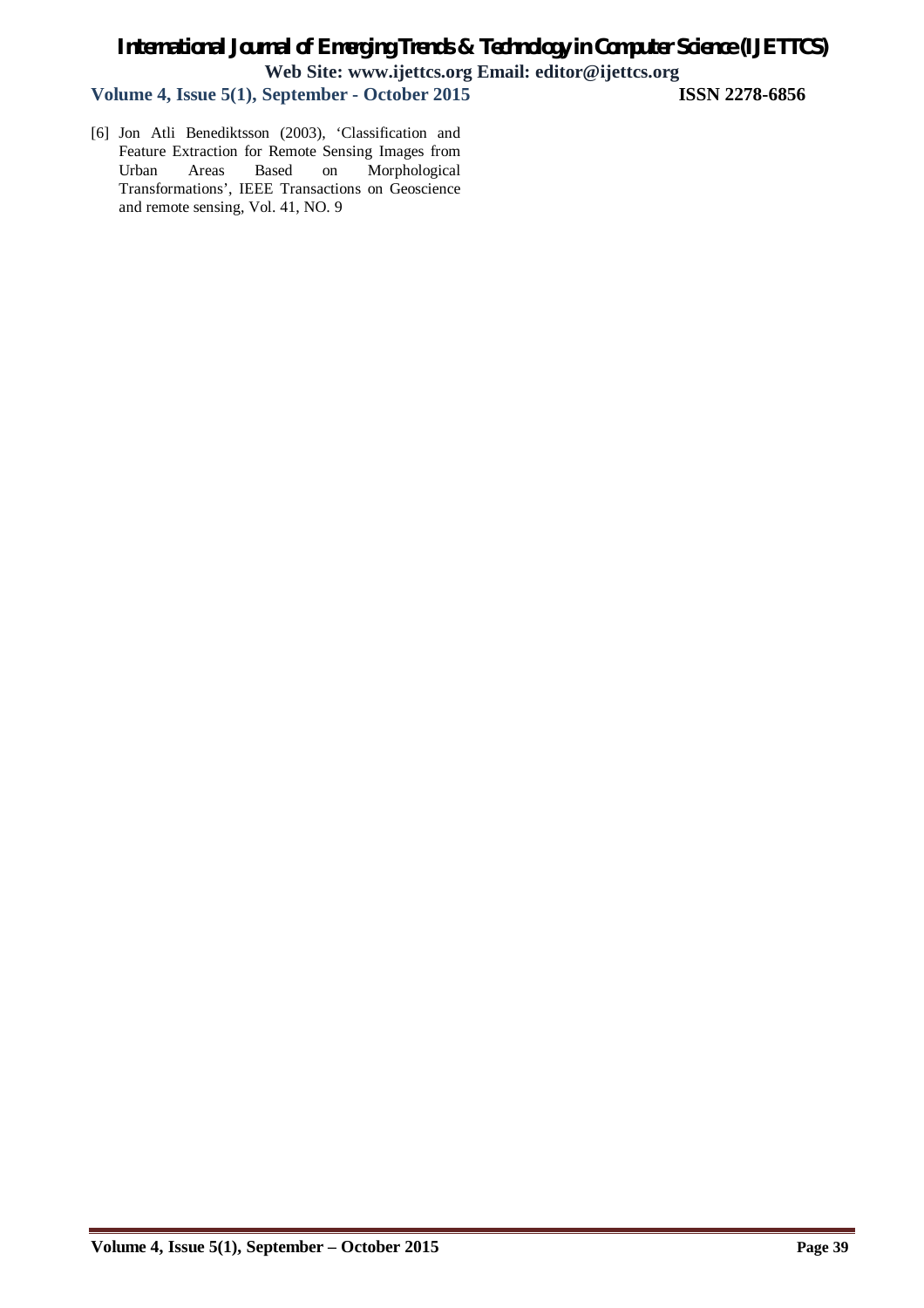[6] Jon Atli Benediktsson (2003), 'Classification and Feature Extraction for Remote Sensing Images from Urban Areas Based on Morphological Transformations', IEEE Transactions on Geoscience and remote sensing, Vol. 41, NO. 9